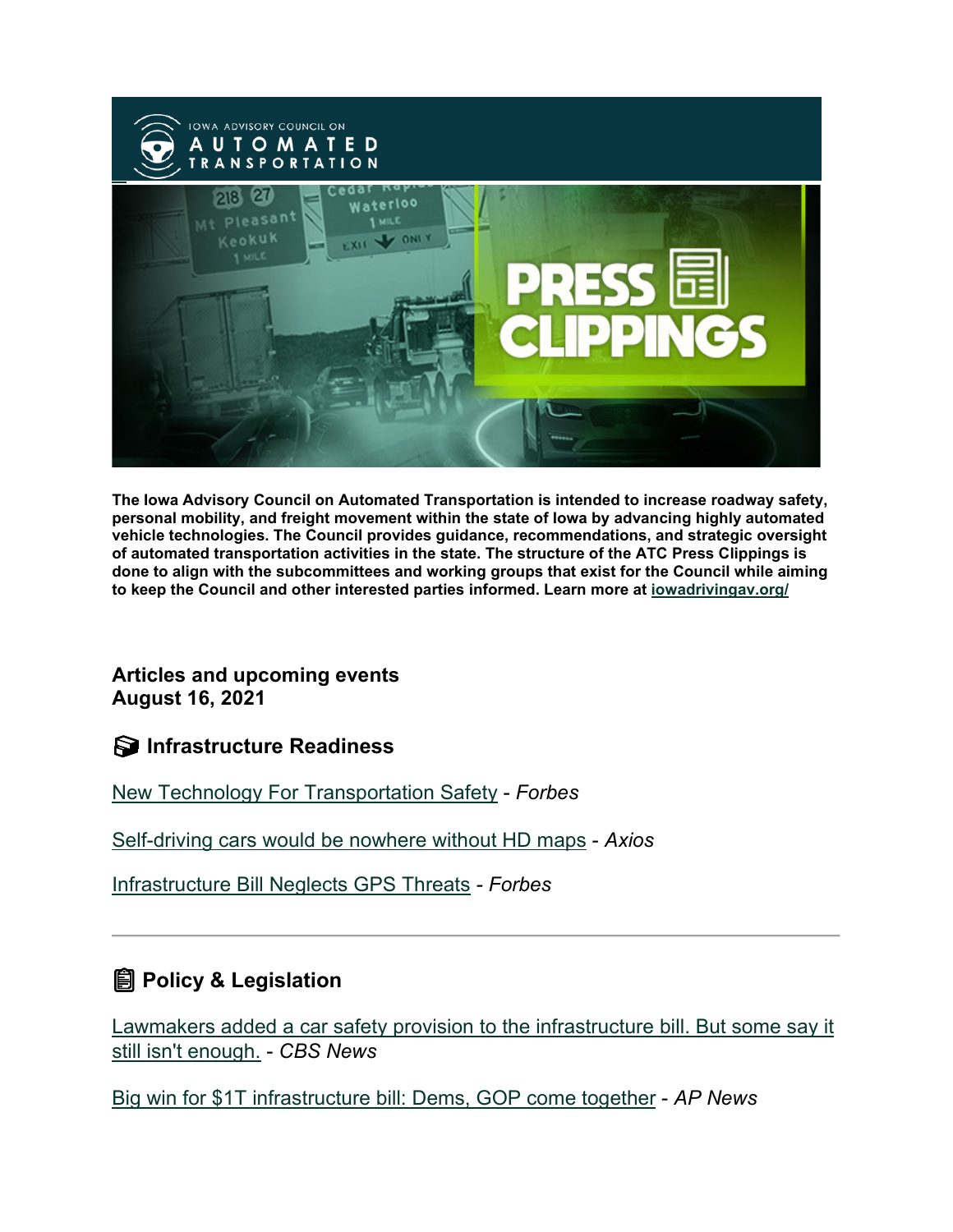The Iowa Advisory Council on Automated Transportation is intended to increase roadway safety, personal mobility, and freight movement within the state of Iowa by advancing highly automated vehicle technologies. The Council provides guidance, recommendations, and strategic oversight of automated transportation activities in the state. The structure of the ATC Press Clippings is done to align with the subcommittees and working groups that exist for the Council while aiming to keep the Council and other interested parties informed. Learn more at iowadrivingav.org/

**Articles and upcoming events**
**August 16, 2021**

## Infrastructure Readiness

New Technology For Transportation Safety - *Forbes*

Self-driving cars would be nowhere without HD maps - *Axios*

Infrastructure Bill Neglects GPS Threats - *Forbes*

---

## Policy & Legislation

Lawmakers added a car safety provision to the infrastructure bill. But some say it still isn't enough. - *CBS News*

Big win for $1T infrastructure bill: Dems, GOP come together - *AP News*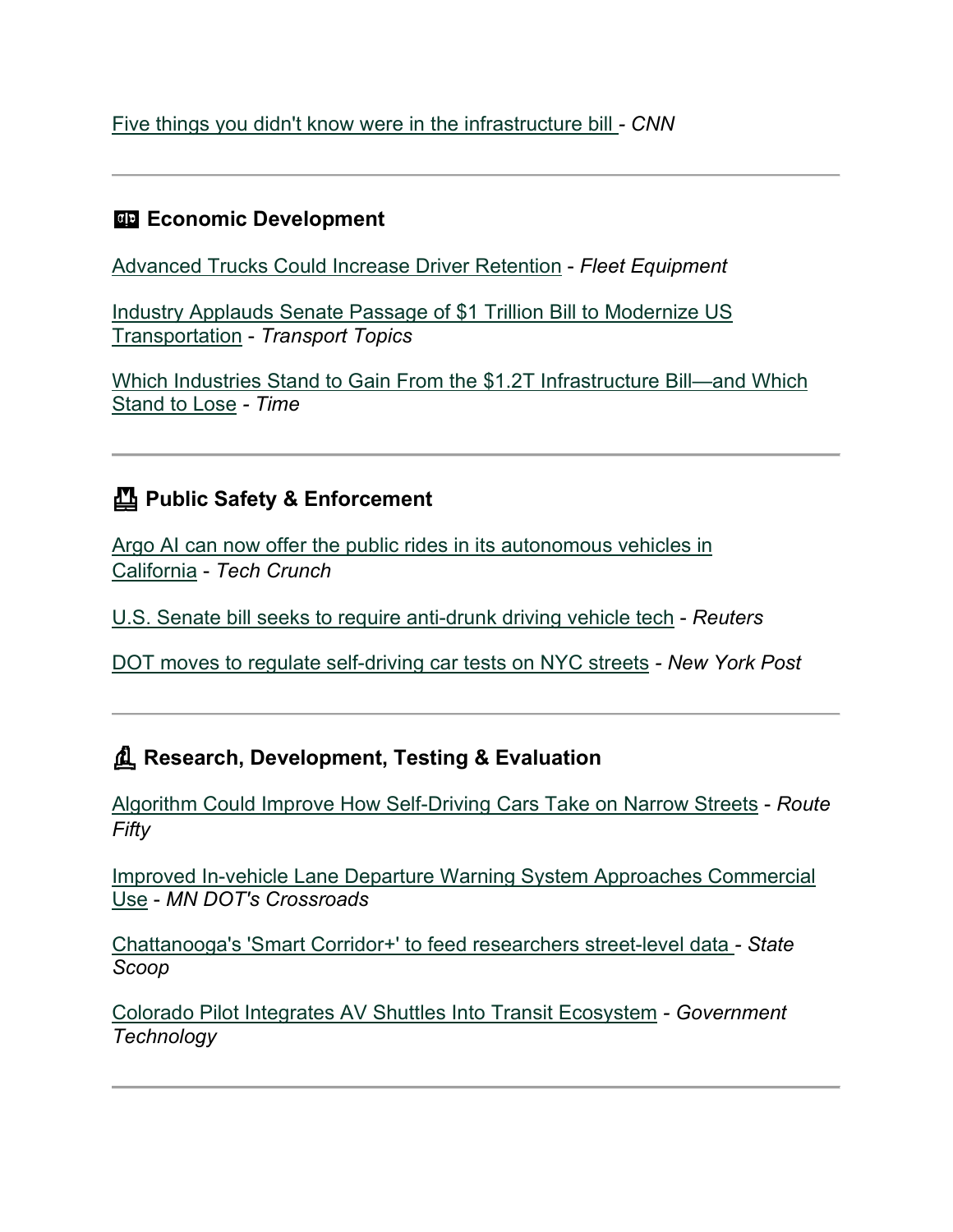Five things you didn't know were in the infrastructure bill - *CNN*

---

### Economic Development

Advanced Trucks Could Increase Driver Retention - *Fleet Equipment*

Industry Applauds Senate Passage of $1 Trillion Bill to Modernize US Transportation - *Transport Topics*

Which Industries Stand to Gain From the $1.2T Infrastructure Bill—and Which Stand to Lose - *Time*

---

### Public Safety & Enforcement

Argo AI can now offer the public rides in its autonomous vehicles in California - *Tech Crunch*

U.S. Senate bill seeks to require anti-drunk driving vehicle tech - *Reuters*

DOT moves to regulate self-driving car tests on NYC streets - *New York Post*

---

### Research, Development, Testing & Evaluation

Algorithm Could Improve How Self-Driving Cars Take on Narrow Streets - *Route Fifty*

Improved In-vehicle Lane Departure Warning System Approaches Commercial Use - *MN DOT's Crossroads*

Chattanooga's 'Smart Corridor+' to feed researchers street-level data - *State Scoop*

Colorado Pilot Integrates AV Shuttles Into Transit Ecosystem - *Government Technology*

---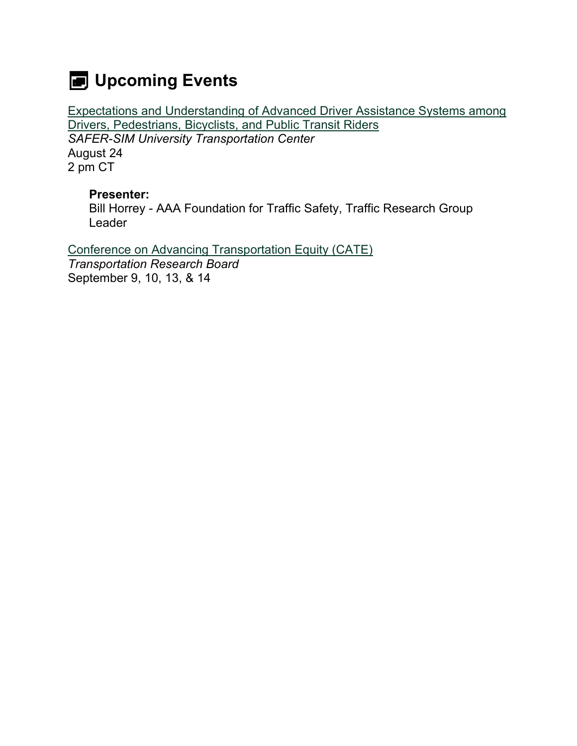## Upcoming Events

Expectations and Understanding of Advanced Driver Assistance Systems among Drivers, Pedestrians, Bicyclists, and Public Transit Riders
*SAFER-SIM University Transportation Center*
August 24
2 pm CT

> **Presenter:**
> Bill Horrey - AAA Foundation for Traffic Safety, Traffic Research Group Leader

Conference on Advancing Transportation Equity (CATE)
*Transportation Research Board*
September 9, 10, 13, & 14